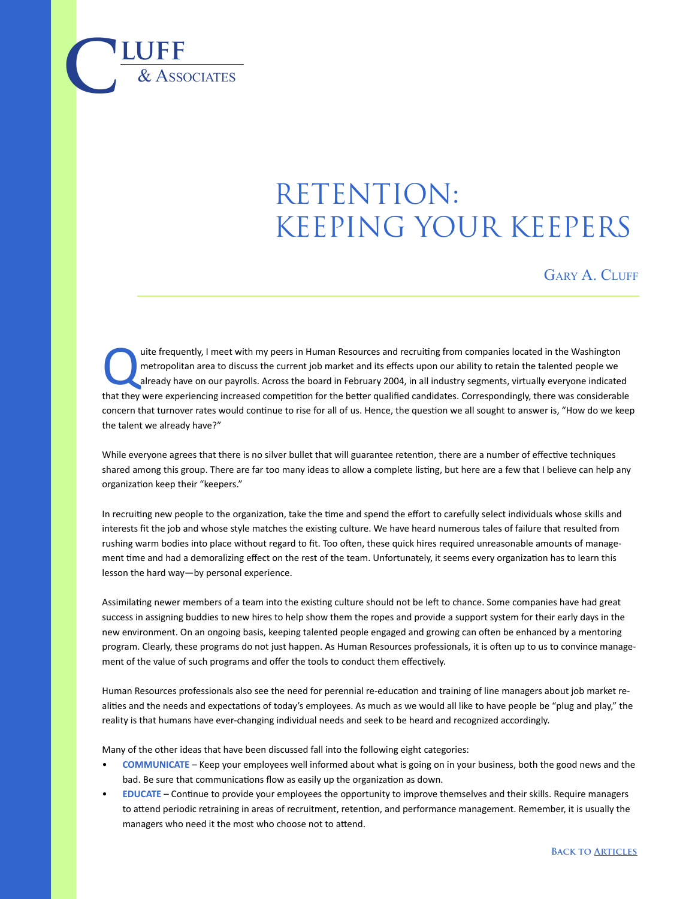CLUFF & ASSOCIATES

# RETENTION: KEEPING YOUR KEEPERS

GARY A. CLUFF

Quite frequently, I meet with my peers in Human Resources and recruiting from companies located in the Washington metropolitan area to discuss the current job market and its effects upon our ability to retain the talented people we already have on our payrolls. Across the board in February 2004, in all industry segments, virtually everyone indicated that they were experiencing increased competition for the better qualified candidates. Correspondingly, there was considerable concern that turnover rates would continue to rise for all of us. Hence, the question we all sought to answer is, "How do we keep the talent we already have?"

While everyone agrees that there is no silver bullet that will guarantee retention, there are a number of effective techniques shared among this group. There are far too many ideas to allow a complete listing, but here are a few that I believe can help any organization keep their "keepers."

In recruiting new people to the organization, take the time and spend the effort to carefully select individuals whose skills and interests fit the job and whose style matches the existing culture. We have heard numerous tales of failure that resulted from rushing warm bodies into place without regard to fit. Too often, these quick hires required unreasonable amounts of management time and had a demoralizing effect on the rest of the team. Unfortunately, it seems every organization has to learn this lesson the hard way—by personal experience.

Assimilating newer members of a team into the existing culture should not be left to chance. Some companies have had great success in assigning buddies to new hires to help show them the ropes and provide a support system for their early days in the new environment. On an ongoing basis, keeping talented people engaged and growing can often be enhanced by a mentoring program. Clearly, these programs do not just happen. As Human Resources professionals, it is often up to us to convince management of the value of such programs and offer the tools to conduct them effectively.

Human Resources professionals also see the need for perennial re-education and training of line managers about job market realities and the needs and expectations of today's employees. As much as we would all like to have people be "plug and play," the reality is that humans have ever-changing individual needs and seek to be heard and recognized accordingly.

Many of the other ideas that have been discussed fall into the following eight categories:

- **COMMUNICATE** – Keep your employees well informed about what is going on in your business, both the good news and the bad. Be sure that communications flow as easily up the organization as down.
- **EDUCATE** – Continue to provide your employees the opportunity to improve themselves and their skills. Require managers to attend periodic retraining in areas of recruitment, retention, and performance management. Remember, it is usually the managers who need it the most who choose not to attend.

BACK TO ARTICLES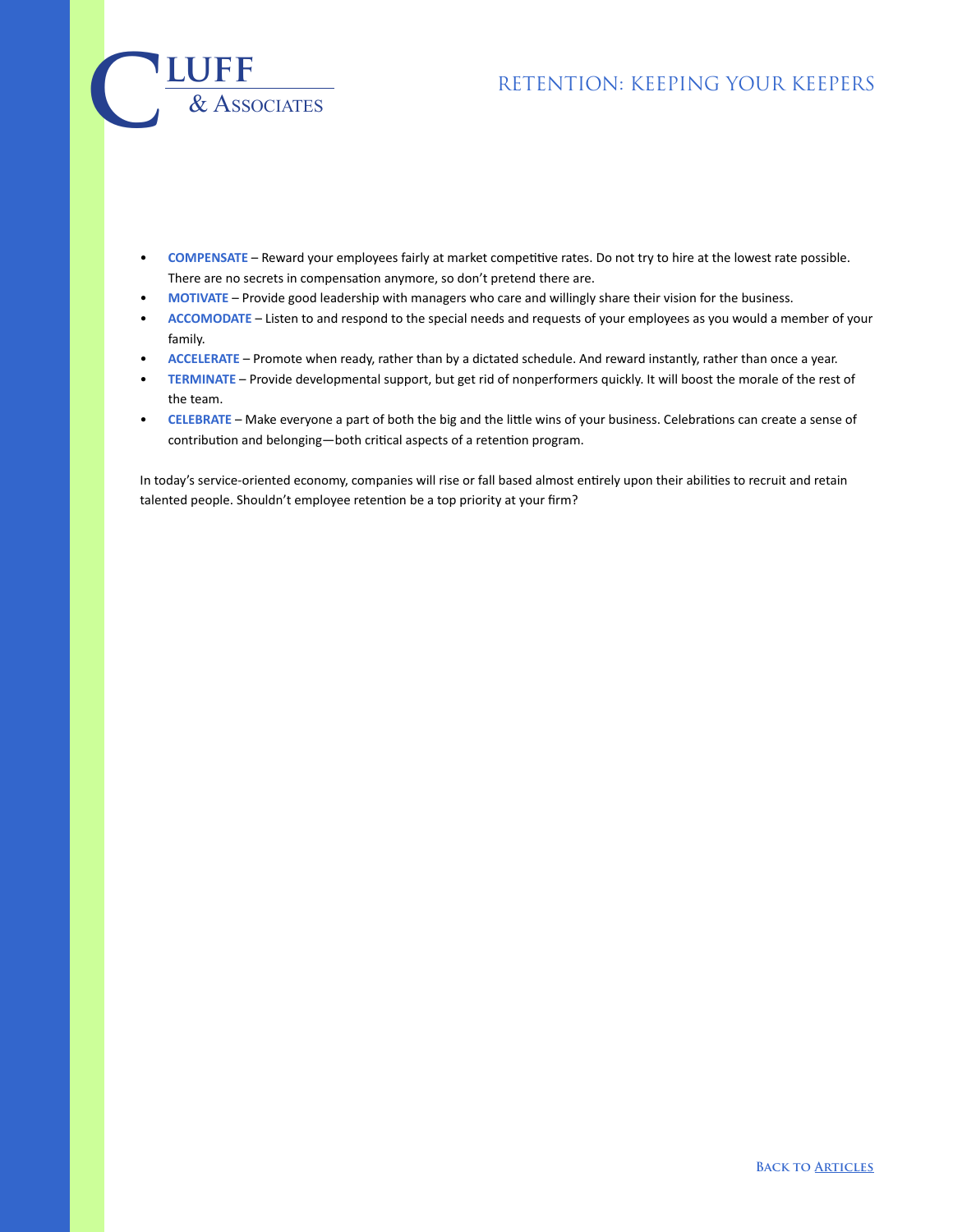- **COMPENSATE** – Reward your employees fairly at market competitive rates. Do not try to hire at the lowest rate possible. There are no secrets in compensation anymore, so don't pretend there are.
- **MOTIVATE** – Provide good leadership with managers who care and willingly share their vision for the business.
- **ACCOMODATE** – Listen to and respond to the special needs and requests of your employees as you would a member of your family.
- **ACCELERATE** – Promote when ready, rather than by a dictated schedule. And reward instantly, rather than once a year.
- **TERMINATE** – Provide developmental support, but get rid of nonperformers quickly. It will boost the morale of the rest of the team.
- **CELEBRATE** – Make everyone a part of both the big and the little wins of your business. Celebrations can create a sense of contribution and belonging—both critical aspects of a retention program.

In today's service-oriented economy, companies will rise or fall based almost entirely upon their abilities to recruit and retain talented people. Shouldn't employee retention be a top priority at your firm?

Back to Articles